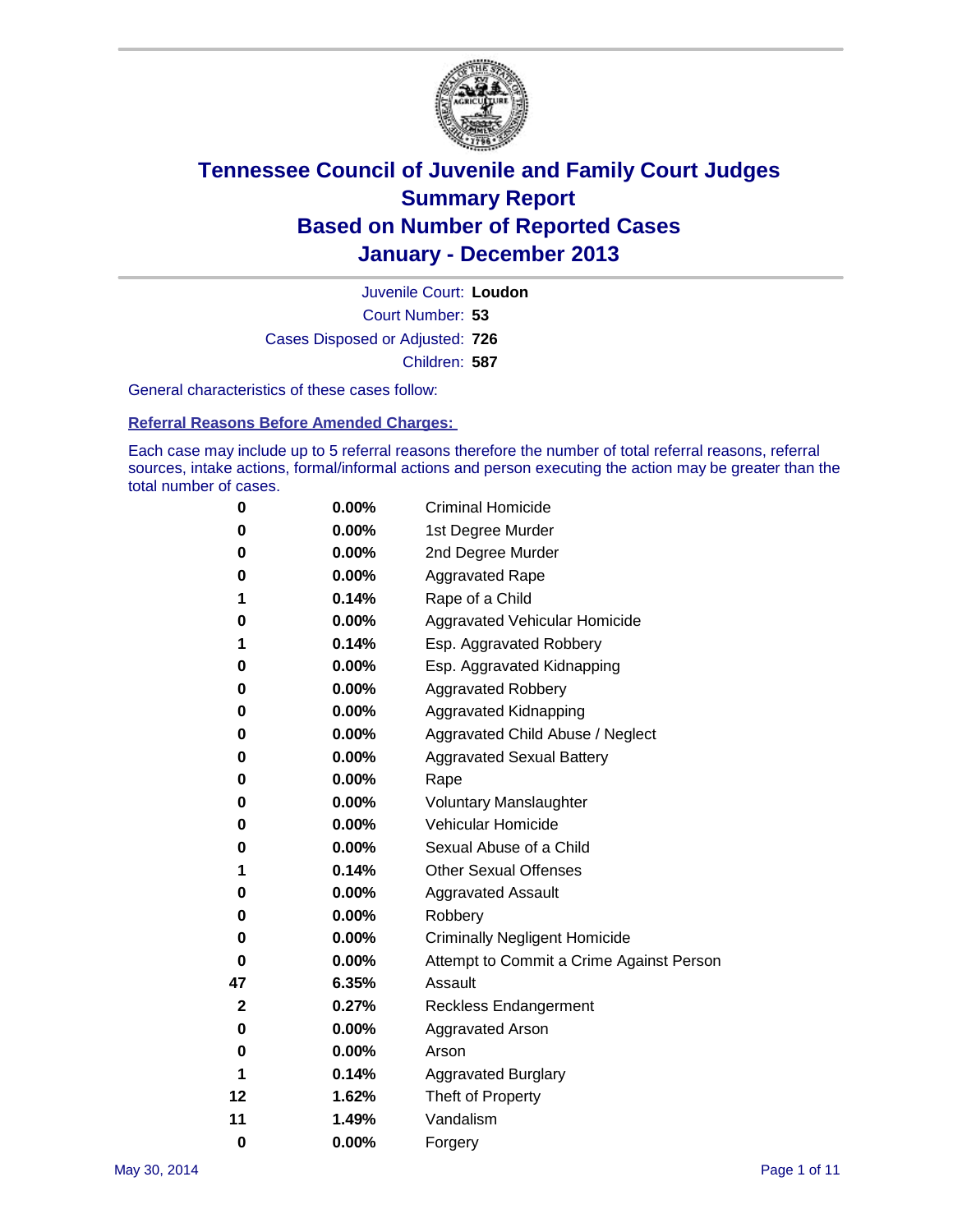# Tennessee Council of Juvenile and Family Court Judges
## Summary Report
## Based on Number of Reported Cases
## January - December 2013

Juvenile Court: **Loudon**

Court Number: **53**

Cases Disposed or Adjusted: **726**

Children: **587**

General characteristics of these cases follow:

### Referral Reasons Before Amended Charges:

Each case may include up to 5 referral reasons therefore the number of total referral reasons, referral sources, intake actions, formal/informal actions and person executing the action may be greater than the total number of cases.

| Count | Percent | Referral Reason |
|---|---|---|
| 0 | 0.00% | Criminal Homicide |
| 0 | 0.00% | 1st Degree Murder |
| 0 | 0.00% | 2nd Degree Murder |
| 0 | 0.00% | Aggravated Rape |
| 1 | 0.14% | Rape of a Child |
| 0 | 0.00% | Aggravated Vehicular Homicide |
| 1 | 0.14% | Esp. Aggravated Robbery |
| 0 | 0.00% | Esp. Aggravated Kidnapping |
| 0 | 0.00% | Aggravated Robbery |
| 0 | 0.00% | Aggravated Kidnapping |
| 0 | 0.00% | Aggravated Child Abuse / Neglect |
| 0 | 0.00% | Aggravated Sexual Battery |
| 0 | 0.00% | Rape |
| 0 | 0.00% | Voluntary Manslaughter |
| 0 | 0.00% | Vehicular Homicide |
| 0 | 0.00% | Sexual Abuse of a Child |
| 1 | 0.14% | Other Sexual Offenses |
| 0 | 0.00% | Aggravated Assault |
| 0 | 0.00% | Robbery |
| 0 | 0.00% | Criminally Negligent Homicide |
| 0 | 0.00% | Attempt to Commit a Crime Against Person |
| 47 | 6.35% | Assault |
| 2 | 0.27% | Reckless Endangerment |
| 0 | 0.00% | Aggravated Arson |
| 0 | 0.00% | Arson |
| 1 | 0.14% | Aggravated Burglary |
| 12 | 1.62% | Theft of Property |
| 11 | 1.49% | Vandalism |
| 0 | 0.00% | Forgery |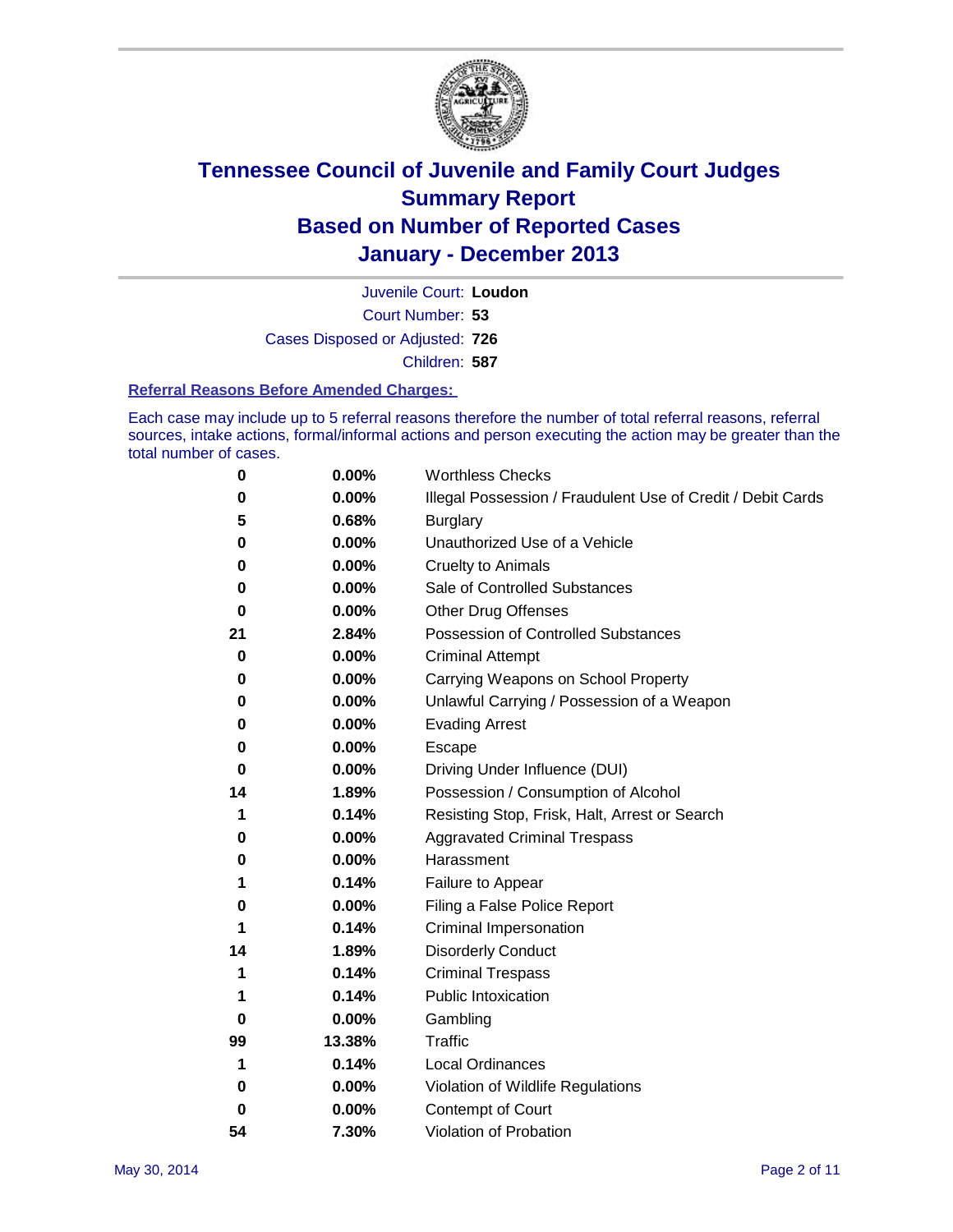# Tennessee Council of Juvenile and Family Court Judges
## Summary Report
## Based on Number of Reported Cases
## January - December 2013

Juvenile Court: **Loudon**

Court Number: **53**

Cases Disposed or Adjusted: **726**

Children: **587**

### Referral Reasons Before Amended Charges:

Each case may include up to 5 referral reasons therefore the number of total referral reasons, referral sources, intake actions, formal/informal actions and person executing the action may be greater than the total number of cases.

| Count | Percent | Referral Reason |
|---|---|---|
| 0 | 0.00% | Worthless Checks |
| 0 | 0.00% | Illegal Possession / Fraudulent Use of Credit / Debit Cards |
| 5 | 0.68% | Burglary |
| 0 | 0.00% | Unauthorized Use of a Vehicle |
| 0 | 0.00% | Cruelty to Animals |
| 0 | 0.00% | Sale of Controlled Substances |
| 0 | 0.00% | Other Drug Offenses |
| 21 | 2.84% | Possession of Controlled Substances |
| 0 | 0.00% | Criminal Attempt |
| 0 | 0.00% | Carrying Weapons on School Property |
| 0 | 0.00% | Unlawful Carrying / Possession of a Weapon |
| 0 | 0.00% | Evading Arrest |
| 0 | 0.00% | Escape |
| 0 | 0.00% | Driving Under Influence (DUI) |
| 14 | 1.89% | Possession / Consumption of Alcohol |
| 1 | 0.14% | Resisting Stop, Frisk, Halt, Arrest or Search |
| 0 | 0.00% | Aggravated Criminal Trespass |
| 0 | 0.00% | Harassment |
| 1 | 0.14% | Failure to Appear |
| 0 | 0.00% | Filing a False Police Report |
| 1 | 0.14% | Criminal Impersonation |
| 14 | 1.89% | Disorderly Conduct |
| 1 | 0.14% | Criminal Trespass |
| 1 | 0.14% | Public Intoxication |
| 0 | 0.00% | Gambling |
| 99 | 13.38% | Traffic |
| 1 | 0.14% | Local Ordinances |
| 0 | 0.00% | Violation of Wildlife Regulations |
| 0 | 0.00% | Contempt of Court |
| 54 | 7.30% | Violation of Probation |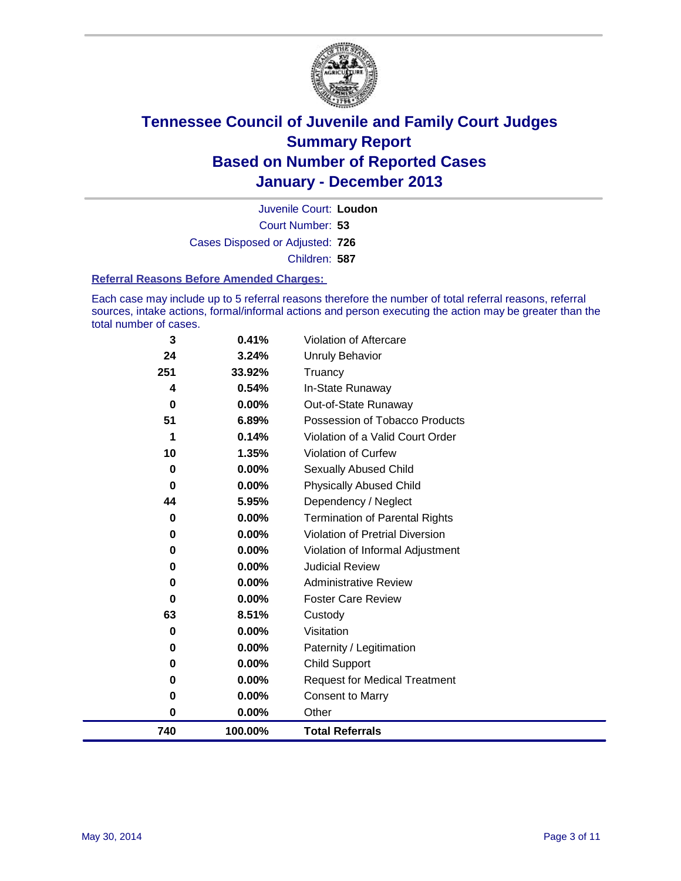# Tennessee Council of Juvenile and Family Court Judges
## Summary Report
## Based on Number of Reported Cases
## January - December 2013

Juvenile Court: **Loudon**

Court Number: **53**

Cases Disposed or Adjusted: **726**

Children: **587**

### Referral Reasons Before Amended Charges:

Each case may include up to 5 referral reasons therefore the number of total referral reasons, referral sources, intake actions, formal/informal actions and person executing the action may be greater than the total number of cases.

| Count | Percent | Referral Reason |
|---|---|---|
| 3 | 0.41% | Violation of Aftercare |
| 24 | 3.24% | Unruly Behavior |
| 251 | 33.92% | Truancy |
| 4 | 0.54% | In-State Runaway |
| 0 | 0.00% | Out-of-State Runaway |
| 51 | 6.89% | Possession of Tobacco Products |
| 1 | 0.14% | Violation of a Valid Court Order |
| 10 | 1.35% | Violation of Curfew |
| 0 | 0.00% | Sexually Abused Child |
| 0 | 0.00% | Physically Abused Child |
| 44 | 5.95% | Dependency / Neglect |
| 0 | 0.00% | Termination of Parental Rights |
| 0 | 0.00% | Violation of Pretrial Diversion |
| 0 | 0.00% | Violation of Informal Adjustment |
| 0 | 0.00% | Judicial Review |
| 0 | 0.00% | Administrative Review |
| 0 | 0.00% | Foster Care Review |
| 63 | 8.51% | Custody |
| 0 | 0.00% | Visitation |
| 0 | 0.00% | Paternity / Legitimation |
| 0 | 0.00% | Child Support |
| 0 | 0.00% | Request for Medical Treatment |
| 0 | 0.00% | Consent to Marry |
| 0 | 0.00% | Other |
| **740** | **100.00%** | **Total Referrals** |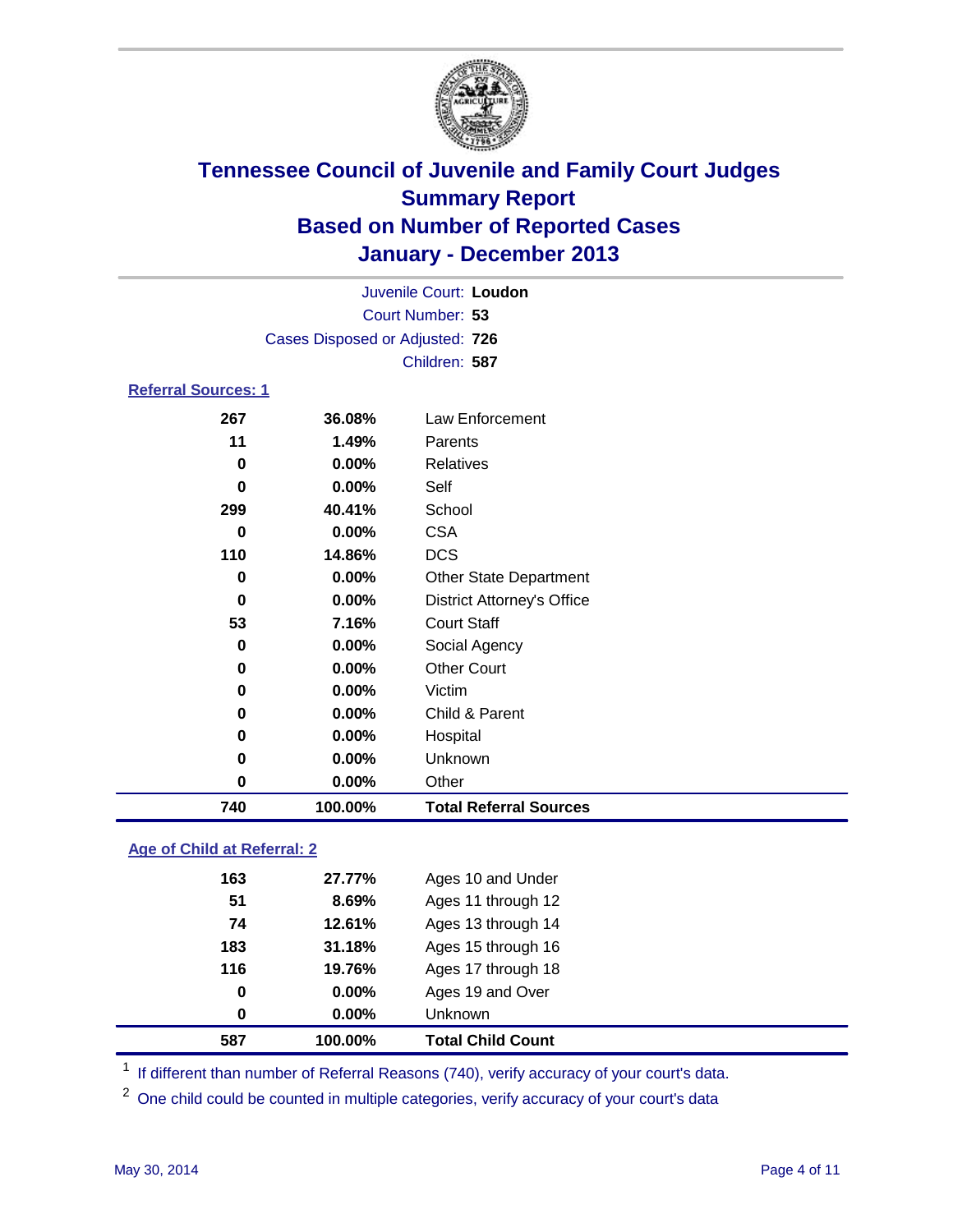# Tennessee Council of Juvenile and Family Court Judges
## Summary Report
## Based on Number of Reported Cases
## January - December 2013

Juvenile Court: **Loudon**
Court Number: **53**
Cases Disposed or Adjusted: **726**
Children: **587**

### Referral Sources: 1

| Count | Percent | Source |
|---|---|---|
| 267 | 36.08% | Law Enforcement |
| 11 | 1.49% | Parents |
| 0 | 0.00% | Relatives |
| 0 | 0.00% | Self |
| 299 | 40.41% | School |
| 0 | 0.00% | CSA |
| 110 | 14.86% | DCS |
| 0 | 0.00% | Other State Department |
| 0 | 0.00% | District Attorney's Office |
| 53 | 7.16% | Court Staff |
| 0 | 0.00% | Social Agency |
| 0 | 0.00% | Other Court |
| 0 | 0.00% | Victim |
| 0 | 0.00% | Child & Parent |
| 0 | 0.00% | Hospital |
| 0 | 0.00% | Unknown |
| 0 | 0.00% | Other |
| **740** | **100.00%** | **Total Referral Sources** |

### Age of Child at Referral: 2

| Count | Percent | Age |
|---|---|---|
| 163 | 27.77% | Ages 10 and Under |
| 51 | 8.69% | Ages 11 through 12 |
| 74 | 12.61% | Ages 13 through 14 |
| 183 | 31.18% | Ages 15 through 16 |
| 116 | 19.76% | Ages 17 through 18 |
| 0 | 0.00% | Ages 19 and Over |
| 0 | 0.00% | Unknown |
| **587** | **100.00%** | **Total Child Count** |

[1] If different than number of Referral Reasons (740), verify accuracy of your court's data.

[2] One child could be counted in multiple categories, verify accuracy of your court's data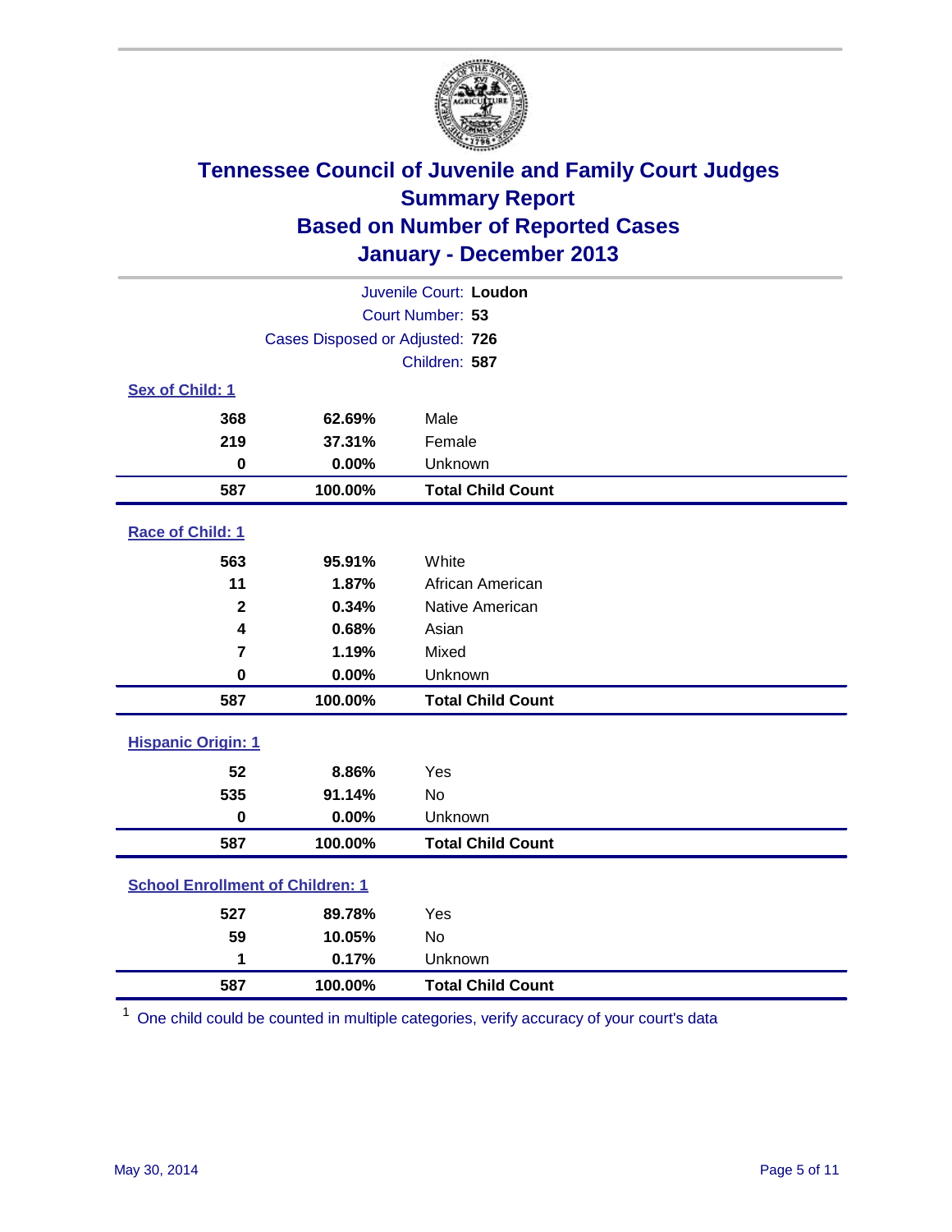# Tennessee Council of Juvenile and Family Court Judges
## Summary Report
## Based on Number of Reported Cases
## January - December 2013

Juvenile Court: **Loudon**

Court Number: **53**

Cases Disposed or Adjusted: **726**

Children: **587**

### Sex of Child: 1

| | | |
|---|---|---|
| 368 | 62.69% | Male |
| 219 | 37.31% | Female |
| 0 | 0.00% | Unknown |
| **587** | **100.00%** | **Total Child Count** |

### Race of Child: 1

| | | |
|---|---|---|
| 563 | 95.91% | White |
| 11 | 1.87% | African American |
| 2 | 0.34% | Native American |
| 4 | 0.68% | Asian |
| 7 | 1.19% | Mixed |
| 0 | 0.00% | Unknown |
| **587** | **100.00%** | **Total Child Count** |

### Hispanic Origin: 1

| | | |
|---|---|---|
| 52 | 8.86% | Yes |
| 535 | 91.14% | No |
| 0 | 0.00% | Unknown |
| **587** | **100.00%** | **Total Child Count** |

### School Enrollment of Children: 1

| | | |
|---|---|---|
| 527 | 89.78% | Yes |
| 59 | 10.05% | No |
| 1 | 0.17% | Unknown |
| **587** | **100.00%** | **Total Child Count** |

[1] One child could be counted in multiple categories, verify accuracy of your court's data

May 30, 2014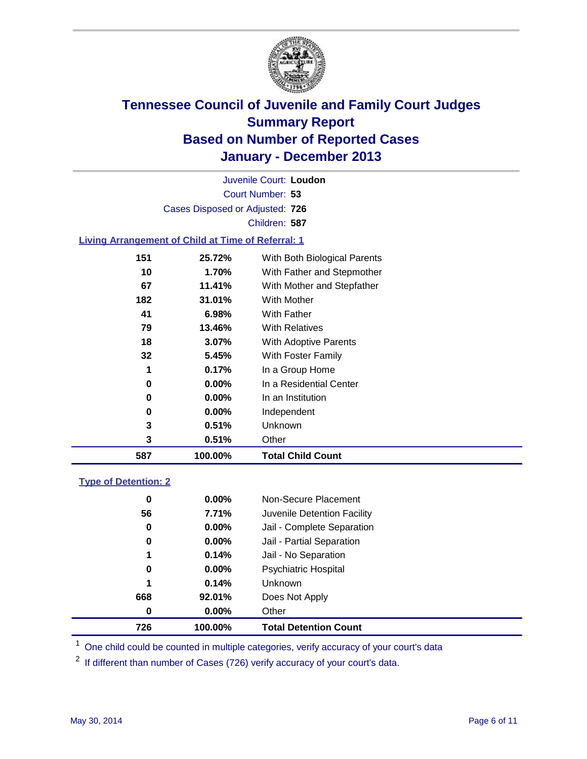# Tennessee Council of Juvenile and Family Court Judges
## Summary Report
## Based on Number of Reported Cases
## January - December 2013

Juvenile Court: **Loudon**

Court Number: **53**

Cases Disposed or Adjusted: **726**

Children: **587**

### Living Arrangement of Child at Time of Referral: 1

| Count | Percent | Living Arrangement |
|---|---|---|
| 151 | 25.72% | With Both Biological Parents |
| 10 | 1.70% | With Father and Stepmother |
| 67 | 11.41% | With Mother and Stepfather |
| 182 | 31.01% | With Mother |
| 41 | 6.98% | With Father |
| 79 | 13.46% | With Relatives |
| 18 | 3.07% | With Adoptive Parents |
| 32 | 5.45% | With Foster Family |
| 1 | 0.17% | In a Group Home |
| 0 | 0.00% | In a Residential Center |
| 0 | 0.00% | In an Institution |
| 0 | 0.00% | Independent |
| 3 | 0.51% | Unknown |
| 3 | 0.51% | Other |
| **587** | **100.00%** | **Total Child Count** |

### Type of Detention: 2

| Count | Percent | Type of Detention |
|---|---|---|
| 0 | 0.00% | Non-Secure Placement |
| 56 | 7.71% | Juvenile Detention Facility |
| 0 | 0.00% | Jail - Complete Separation |
| 0 | 0.00% | Jail - Partial Separation |
| 1 | 0.14% | Jail - No Separation |
| 0 | 0.00% | Psychiatric Hospital |
| 1 | 0.14% | Unknown |
| 668 | 92.01% | Does Not Apply |
| 0 | 0.00% | Other |
| **726** | **100.00%** | **Total Detention Count** |

[1] One child could be counted in multiple categories, verify accuracy of your court's data

[2] If different than number of Cases (726) verify accuracy of your court's data.

May 30, 2014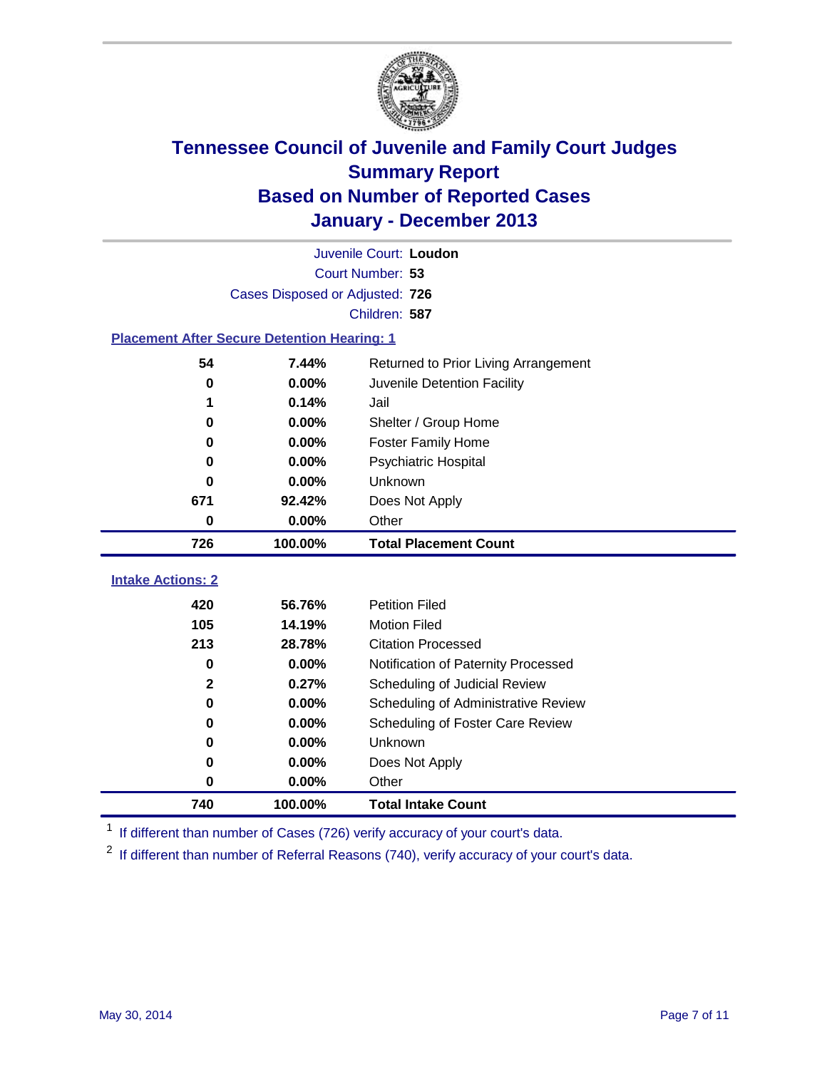# Tennessee Council of Juvenile and Family Court Judges
# Summary Report
# Based on Number of Reported Cases
# January - December 2013

Juvenile Court: **Loudon**

Court Number: **53**

Cases Disposed or Adjusted: **726**

Children: **587**

### Placement After Secure Detention Hearing: 1

| Count | Percent | Placement |
|---|---|---|
| 54 | 7.44% | Returned to Prior Living Arrangement |
| 0 | 0.00% | Juvenile Detention Facility |
| 1 | 0.14% | Jail |
| 0 | 0.00% | Shelter / Group Home |
| 0 | 0.00% | Foster Family Home |
| 0 | 0.00% | Psychiatric Hospital |
| 0 | 0.00% | Unknown |
| 671 | 92.42% | Does Not Apply |
| 0 | 0.00% | Other |
| **726** | **100.00%** | **Total Placement Count** |

### Intake Actions: 2

| Count | Percent | Intake Action |
|---|---|---|
| 420 | 56.76% | Petition Filed |
| 105 | 14.19% | Motion Filed |
| 213 | 28.78% | Citation Processed |
| 0 | 0.00% | Notification of Paternity Processed |
| 2 | 0.27% | Scheduling of Judicial Review |
| 0 | 0.00% | Scheduling of Administrative Review |
| 0 | 0.00% | Scheduling of Foster Care Review |
| 0 | 0.00% | Unknown |
| 0 | 0.00% | Does Not Apply |
| 0 | 0.00% | Other |
| **740** | **100.00%** | **Total Intake Count** |

[1] If different than number of Cases (726) verify accuracy of your court's data.

[2] If different than number of Referral Reasons (740), verify accuracy of your court's data.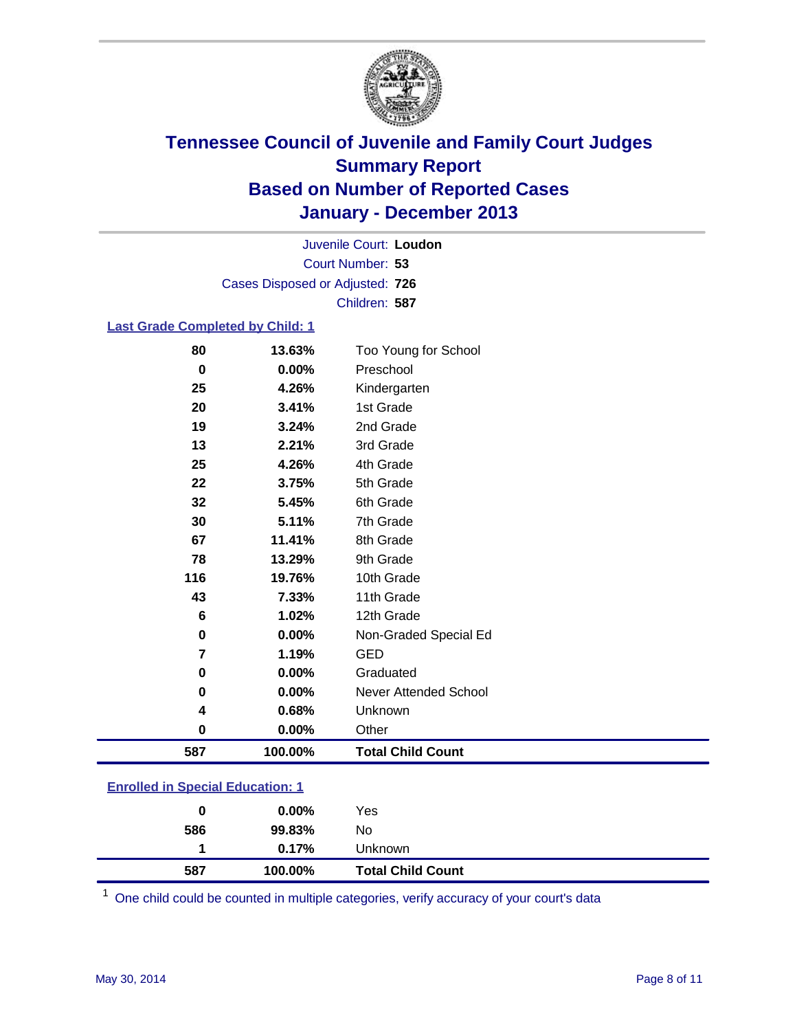# Tennessee Council of Juvenile and Family Court Judges
## Summary Report
## Based on Number of Reported Cases
## January - December 2013

Juvenile Court: **Loudon**

Court Number: **53**

Cases Disposed or Adjusted: **726**

Children: **587**

### Last Grade Completed by Child: 1

| Count | Percent | Category |
|---|---|---|
| 80 | 13.63% | Too Young for School |
| 0 | 0.00% | Preschool |
| 25 | 4.26% | Kindergarten |
| 20 | 3.41% | 1st Grade |
| 19 | 3.24% | 2nd Grade |
| 13 | 2.21% | 3rd Grade |
| 25 | 4.26% | 4th Grade |
| 22 | 3.75% | 5th Grade |
| 32 | 5.45% | 6th Grade |
| 30 | 5.11% | 7th Grade |
| 67 | 11.41% | 8th Grade |
| 78 | 13.29% | 9th Grade |
| 116 | 19.76% | 10th Grade |
| 43 | 7.33% | 11th Grade |
| 6 | 1.02% | 12th Grade |
| 0 | 0.00% | Non-Graded Special Ed |
| 7 | 1.19% | GED |
| 0 | 0.00% | Graduated |
| 0 | 0.00% | Never Attended School |
| 4 | 0.68% | Unknown |
| 0 | 0.00% | Other |
| **587** | **100.00%** | **Total Child Count** |

### Enrolled in Special Education: 1

| Count | Percent | Category |
|---|---|---|
| 0 | 0.00% | Yes |
| 586 | 99.83% | No |
| 1 | 0.17% | Unknown |
| **587** | **100.00%** | **Total Child Count** |

[1] One child could be counted in multiple categories, verify accuracy of your court's data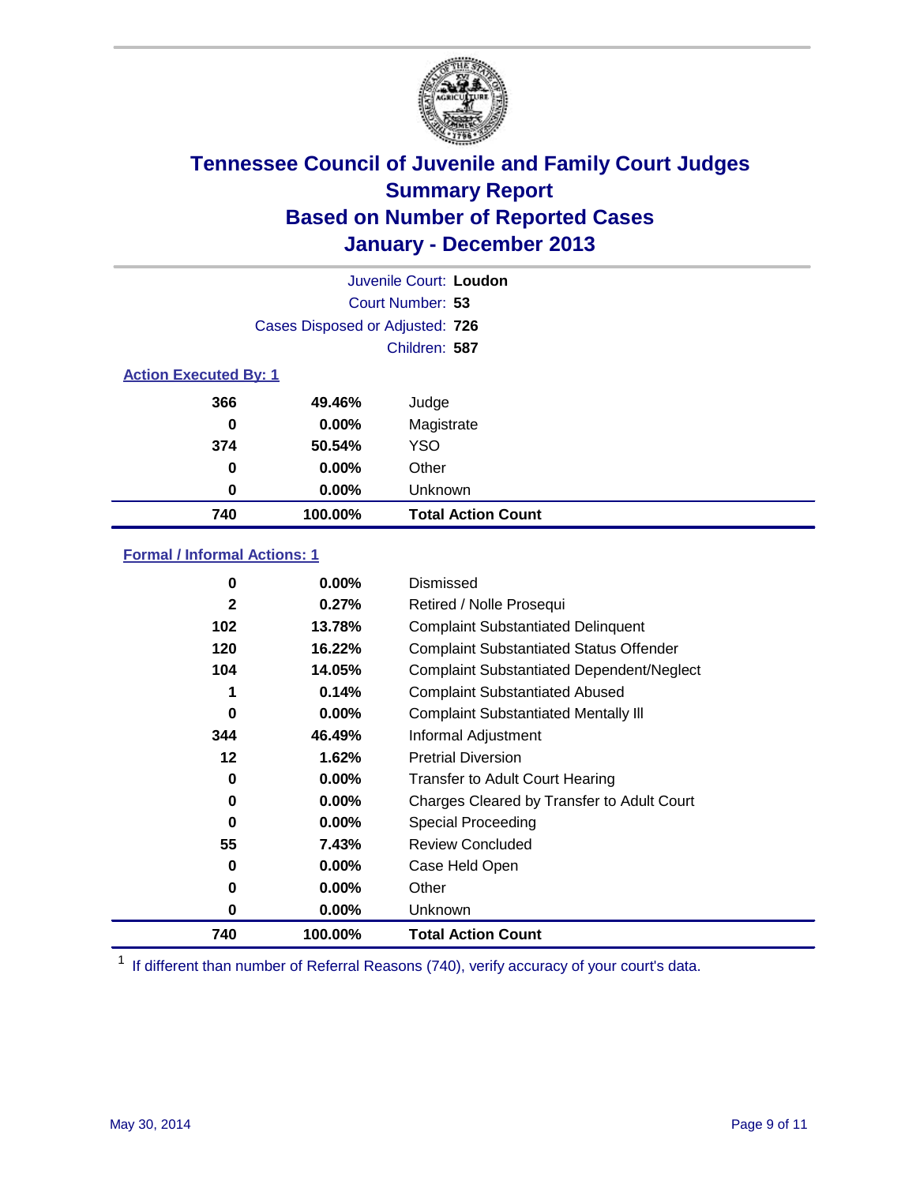# Tennessee Council of Juvenile and Family Court Judges
## Summary Report
## Based on Number of Reported Cases
## January - December 2013

Juvenile Court: **Loudon**
Court Number: **53**
Cases Disposed or Adjusted: **726**
Children: **587**

### Action Executed By: 1

| | | |
|---|---|---|
| 366 | 49.46% | Judge |
| 0 | 0.00% | Magistrate |
| 374 | 50.54% | YSO |
| 0 | 0.00% | Other |
| 0 | 0.00% | Unknown |
| **740** | **100.00%** | **Total Action Count** |

### Formal / Informal Actions: 1

| | | |
|---|---|---|
| 0 | 0.00% | Dismissed |
| 2 | 0.27% | Retired / Nolle Prosequi |
| 102 | 13.78% | Complaint Substantiated Delinquent |
| 120 | 16.22% | Complaint Substantiated Status Offender |
| 104 | 14.05% | Complaint Substantiated Dependent/Neglect |
| 1 | 0.14% | Complaint Substantiated Abused |
| 0 | 0.00% | Complaint Substantiated Mentally Ill |
| 344 | 46.49% | Informal Adjustment |
| 12 | 1.62% | Pretrial Diversion |
| 0 | 0.00% | Transfer to Adult Court Hearing |
| 0 | 0.00% | Charges Cleared by Transfer to Adult Court |
| 0 | 0.00% | Special Proceeding |
| 55 | 7.43% | Review Concluded |
| 0 | 0.00% | Case Held Open |
| 0 | 0.00% | Other |
| 0 | 0.00% | Unknown |
| **740** | **100.00%** | **Total Action Count** |

[1] If different than number of Referral Reasons (740), verify accuracy of your court's data.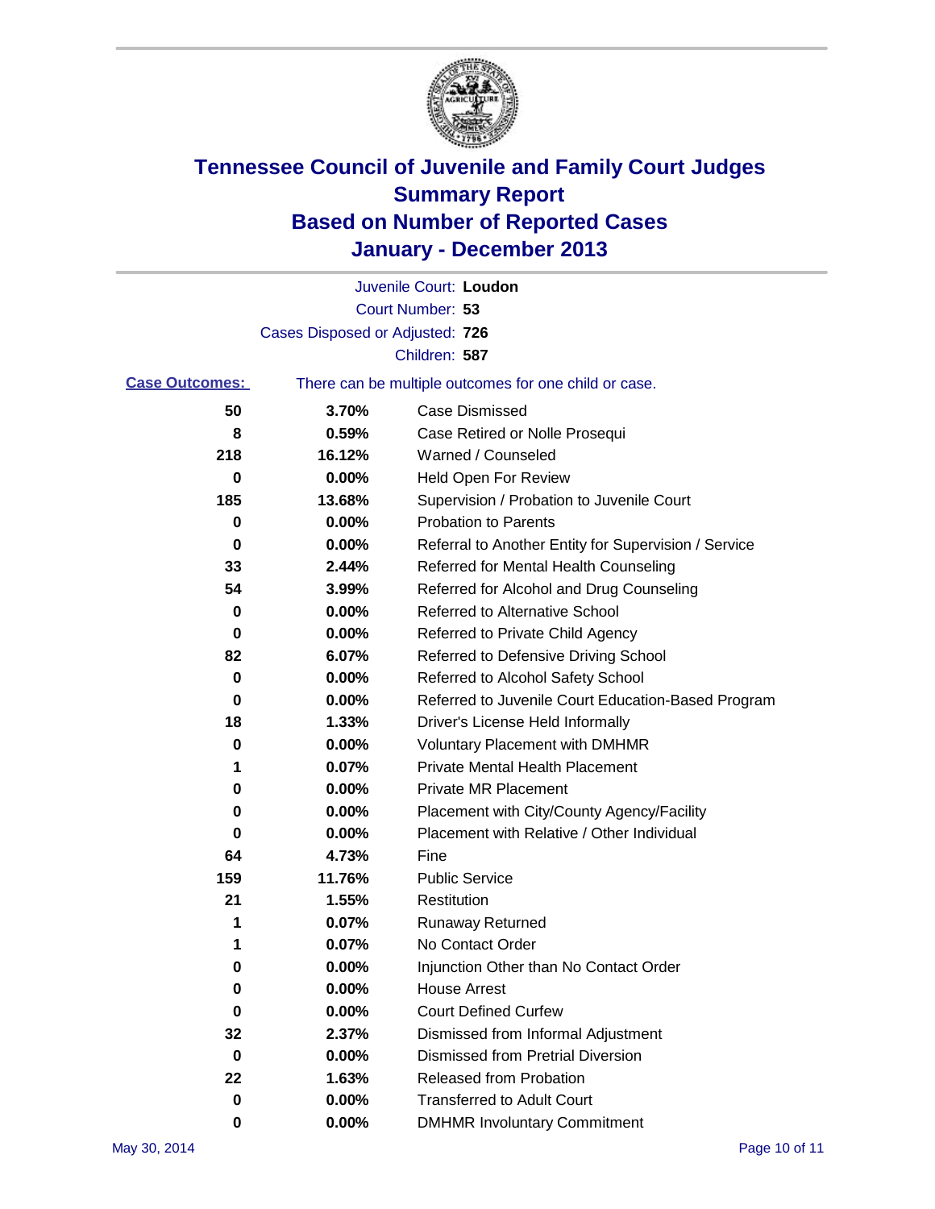# Tennessee Council of Juvenile and Family Court Judges
# Summary Report
# Based on Number of Reported Cases
# January - December 2013

Juvenile Court: **Loudon**

Court Number: **53**

Cases Disposed or Adjusted: **726**

Children: **587**

**Case Outcomes:** There can be multiple outcomes for one child or case.

| Count | Percent | Outcome |
|---|---|---|
| 50 | 3.70% | Case Dismissed |
| 8 | 0.59% | Case Retired or Nolle Prosequi |
| 218 | 16.12% | Warned / Counseled |
| 0 | 0.00% | Held Open For Review |
| 185 | 13.68% | Supervision / Probation to Juvenile Court |
| 0 | 0.00% | Probation to Parents |
| 0 | 0.00% | Referral to Another Entity for Supervision / Service |
| 33 | 2.44% | Referred for Mental Health Counseling |
| 54 | 3.99% | Referred for Alcohol and Drug Counseling |
| 0 | 0.00% | Referred to Alternative School |
| 0 | 0.00% | Referred to Private Child Agency |
| 82 | 6.07% | Referred to Defensive Driving School |
| 0 | 0.00% | Referred to Alcohol Safety School |
| 0 | 0.00% | Referred to Juvenile Court Education-Based Program |
| 18 | 1.33% | Driver's License Held Informally |
| 0 | 0.00% | Voluntary Placement with DMHMR |
| 1 | 0.07% | Private Mental Health Placement |
| 0 | 0.00% | Private MR Placement |
| 0 | 0.00% | Placement with City/County Agency/Facility |
| 0 | 0.00% | Placement with Relative / Other Individual |
| 64 | 4.73% | Fine |
| 159 | 11.76% | Public Service |
| 21 | 1.55% | Restitution |
| 1 | 0.07% | Runaway Returned |
| 1 | 0.07% | No Contact Order |
| 0 | 0.00% | Injunction Other than No Contact Order |
| 0 | 0.00% | House Arrest |
| 0 | 0.00% | Court Defined Curfew |
| 32 | 2.37% | Dismissed from Informal Adjustment |
| 0 | 0.00% | Dismissed from Pretrial Diversion |
| 22 | 1.63% | Released from Probation |
| 0 | 0.00% | Transferred to Adult Court |
| 0 | 0.00% | DMHMR Involuntary Commitment |

May 30, 2014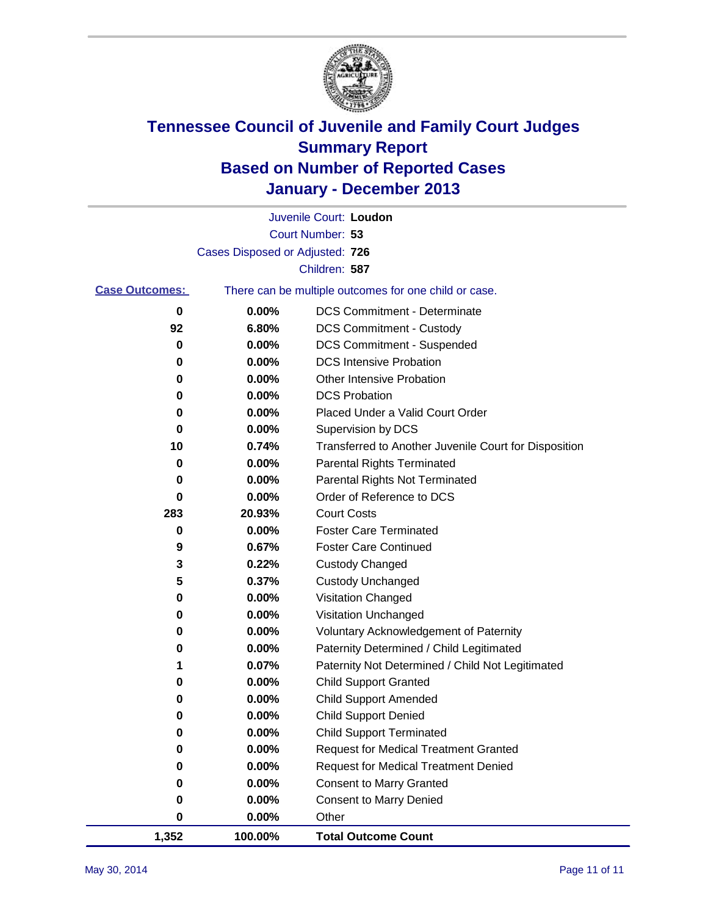# Tennessee Council of Juvenile and Family Court Judges
# Summary Report
# Based on Number of Reported Cases
# January - December 2013

Juvenile Court: **Loudon**

Court Number: **53**

Cases Disposed or Adjusted: **726**

Children: **587**

**Case Outcomes:** There can be multiple outcomes for one child or case.

| | | |
|---|---|---|
| 0 | 0.00% | DCS Commitment - Determinate |
| 92 | 6.80% | DCS Commitment - Custody |
| 0 | 0.00% | DCS Commitment - Suspended |
| 0 | 0.00% | DCS Intensive Probation |
| 0 | 0.00% | Other Intensive Probation |
| 0 | 0.00% | DCS Probation |
| 0 | 0.00% | Placed Under a Valid Court Order |
| 0 | 0.00% | Supervision by DCS |
| 10 | 0.74% | Transferred to Another Juvenile Court for Disposition |
| 0 | 0.00% | Parental Rights Terminated |
| 0 | 0.00% | Parental Rights Not Terminated |
| 0 | 0.00% | Order of Reference to DCS |
| 283 | 20.93% | Court Costs |
| 0 | 0.00% | Foster Care Terminated |
| 9 | 0.67% | Foster Care Continued |
| 3 | 0.22% | Custody Changed |
| 5 | 0.37% | Custody Unchanged |
| 0 | 0.00% | Visitation Changed |
| 0 | 0.00% | Visitation Unchanged |
| 0 | 0.00% | Voluntary Acknowledgement of Paternity |
| 0 | 0.00% | Paternity Determined / Child Legitimated |
| 1 | 0.07% | Paternity Not Determined / Child Not Legitimated |
| 0 | 0.00% | Child Support Granted |
| 0 | 0.00% | Child Support Amended |
| 0 | 0.00% | Child Support Denied |
| 0 | 0.00% | Child Support Terminated |
| 0 | 0.00% | Request for Medical Treatment Granted |
| 0 | 0.00% | Request for Medical Treatment Denied |
| 0 | 0.00% | Consent to Marry Granted |
| 0 | 0.00% | Consent to Marry Denied |
| 0 | 0.00% | Other |
| **1,352** | **100.00%** | **Total Outcome Count** |

May 30, 2014